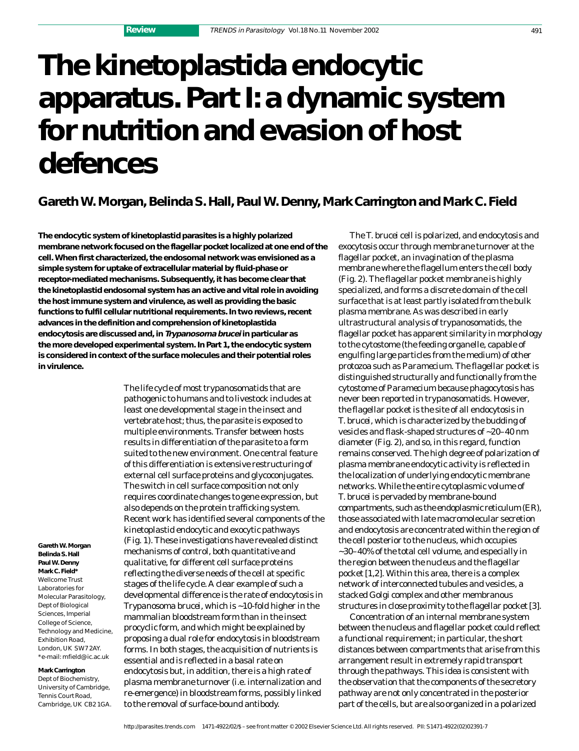# The kinetoplastida endocytic apparatus. Part I: a dynamic system for nutrition and evasion of host defences

## Gareth W. Morgan, Belinda S. Hall, Paul W. Denny, Mark Carrington and Mark C. Field

**The endocytic system of kinetoplastid parasites is a highly polarized membrane network focused on the flagellar pocket localized at one end of the cell. When first characterized, the endosomal network was envisioned as a simple system for uptake of extracellular material by fluid-phase or receptor-mediated mechanisms. Subsequently, it has become clear that the kinetoplastid endosomal system has an active and vital role in avoiding the host immune system and virulence, as well as providing the basic functions to fulfil cellular nutritional requirements. In two reviews, recent advances in the definition and comprehension of kinetoplastida endocytosis are discussed and, in *Trypanosoma brucei* in particular as the more developed experimental system. In Part 1, the endocytic system is considered in context of the surface molecules and their potential roles in virulence.**

**Gareth W. Morgan**
**Belinda S. Hall**
**Paul W. Denny**
**Mark C. Field***
Wellcome Trust Laboratories for Molecular Parasitology, Dept of Biological Sciences, Imperial College of Science, Technology and Medicine, Exhibition Road, London, UK SW7 2AY.
*e-mail: mfield@ic.ac.uk

**Mark Carrington**
Dept of Biochemistry, University of Cambridge, Tennis Court Road, Cambridge, UK CB2 1GA.

The life cycle of most trypanosomatids that are pathogenic to humans and to livestock includes at least one developmental stage in the insect and vertebrate host; thus, the parasite is exposed to multiple environments. Transfer between hosts results in differentiation of the parasite to a form suited to the new environment. One central feature of this differentiation is extensive restructuring of external cell surface proteins and glycoconjugates. The switch in cell surface composition not only requires coordinate changes to gene expression, but also depends on the protein trafficking system. Recent work has identified several components of the kinetoplastid endocytic and exocytic pathways (Fig. 1). These investigations have revealed distinct mechanisms of control, both quantitative and qualitative, for different cell surface proteins reflecting the diverse needs of the cell at specific stages of the life cycle. A clear example of such a developmental difference is the rate of endocytosis in *Trypanosoma brucei*, which is ~10-fold higher in the mammalian bloodstream form than in the insect procyclic form, and which might be explained by proposing a dual role for endocytosis in bloodstream forms. In both stages, the acquisition of nutrients is essential and is reflected in a basal rate on endocytosis but, in addition, there is a high rate of plasma membrane turnover (i.e. internalization and re-emergence) in bloodstream forms, possibly linked to the removal of surface-bound antibody.

The *T. brucei* cell is polarized, and endocytosis and exocytosis occur through membrane turnover at the flagellar pocket, an invagination of the plasma membrane where the flagellum enters the cell body (Fig. 2). The flagellar pocket membrane is highly specialized, and forms a discrete domain of the cell surface that is at least partly isolated from the bulk plasma membrane. As was described in early ultrastructural analysis of trypanosomatids, the flagellar pocket has apparent similarity in morphology to the cytostome (the feeding organelle, capable of engulfing large particles from the medium) of other protozoa such as *Paramecium*. The flagellar pocket is distinguished structurally and functionally from the cytostome of *Paramecium* because phagocytosis has never been reported in trypanosomatids. However, the flagellar pocket is the site of all endocytosis in *T. brucei*, which is characterized by the budding of vesicles and flask-shaped structures of ~20–40 nm diameter (Fig. 2), and so, in this regard, function remains conserved. The high degree of polarization of plasma membrane endocytic activity is reflected in the localization of underlying endocytic membrane networks. While the entire cytoplasmic volume of *T. brucei* is pervaded by membrane-bound compartments, such as the endoplasmic reticulum (ER), those associated with late macromolecular secretion and endocytosis are concentrated within the region of the cell posterior to the nucleus, which occupies ~30–40% of the total cell volume, and especially in the region between the nucleus and the flagellar pocket [1,2]. Within this area, there is a complex network of interconnected tubules and vesicles, a stacked Golgi complex and other membranous structures in close proximity to the flagellar pocket [3].

Concentration of an internal membrane system between the nucleus and flagellar pocket could reflect a functional requirement; in particular, the short distances between compartments that arise from this arrangement result in extremely rapid transport through the pathways. This idea is consistent with the observation that the components of the secretory pathway are not only concentrated in the posterior part of the cells, but are also organized in a polarized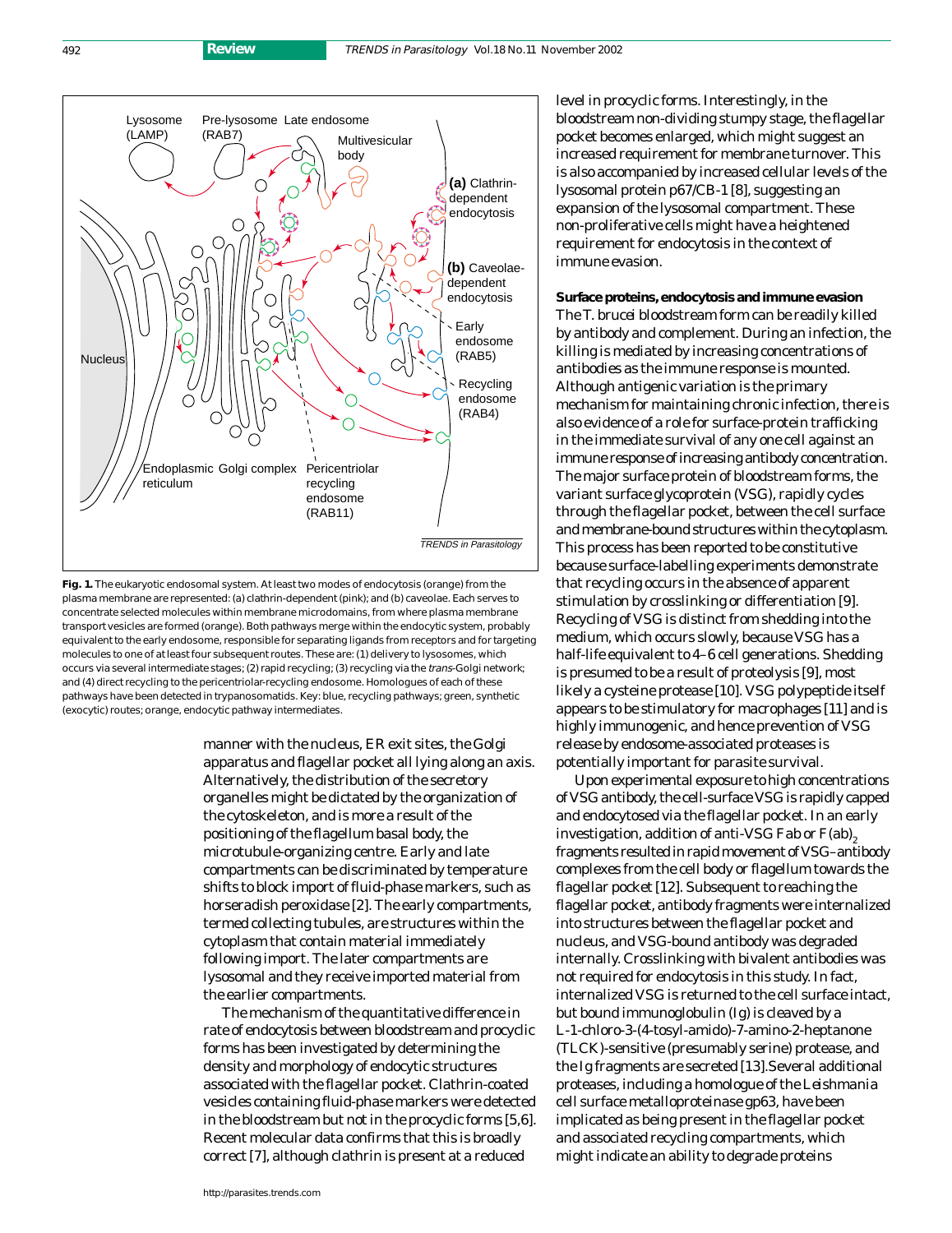**Fig. 1.** The eukaryotic endosomal system. At least two modes of endocytosis (orange) from the plasma membrane are represented: (a) clathrin-dependent (pink); and (b) caveolae. Each serves to concentrate selected molecules within membrane microdomains, from where plasma membrane transport vesicles are formed (orange). Both pathways merge within the endocytic system, probably equivalent to the early endosome, responsible for separating ligands from receptors and for targeting molecules to one of at least four subsequent routes. These are: (1) delivery to lysosomes, which occurs via several intermediate stages; (2) rapid recycling; (3) recycling via the *trans*-Golgi network; and (4) direct recycling to the pericentriolar-recycling endosome. Homologues of each of these pathways have been detected in trypanosomatids. Key: blue, recycling pathways; green, synthetic (exocytic) routes; orange, endocytic pathway intermediates.

manner with the nucleus, ER exit sites, the Golgi apparatus and flagellar pocket all lying along an axis. Alternatively, the distribution of the secretory organelles might be dictated by the organization of the cytoskeleton, and is more a result of the positioning of the flagellum basal body, the microtubule-organizing centre. Early and late compartments can be discriminated by temperature shifts to block import of fluid-phase markers, such as horseradish peroxidase [2]. The early compartments, termed collecting tubules, are structures within the cytoplasm that contain material immediately following import. The later compartments are lysosomal and they receive imported material from the earlier compartments.

The mechanism of the quantitative difference in rate of endocytosis between bloodstream and procyclic forms has been investigated by determining the density and morphology of endocytic structures associated with the flagellar pocket. Clathrin-coated vesicles containing fluid-phase markers were detected in the bloodstream but not in the procyclic forms [5,6]. Recent molecular data confirms that this is broadly correct [7], although clathrin is present at a reduced level in procyclic forms. Interestingly, in the bloodstream non-dividing stumpy stage, the flagellar pocket becomes enlarged, which might suggest an increased requirement for membrane turnover. This is also accompanied by increased cellular levels of the lysosomal protein p67/CB-1 [8], suggesting an expansion of the lysosomal compartment. These non-proliferative cells might have a heightened requirement for endocytosis in the context of immune evasion.

**Surface proteins, endocytosis and immune evasion**

The T. brucei bloodstream form can be readily killed by antibody and complement. During an infection, the killing is mediated by increasing concentrations of antibodies as the immune response is mounted. Although antigenic variation is the primary mechanism for maintaining chronic infection, there is also evidence of a role for surface-protein trafficking in the immediate survival of any one cell against an immune response of increasing antibody concentration. The major surface protein of bloodstream forms, the variant surface glycoprotein (VSG), rapidly cycles through the flagellar pocket, between the cell surface and membrane-bound structures within the cytoplasm. This process has been reported to be constitutive because surface-labelling experiments demonstrate that recycling occurs in the absence of apparent stimulation by crosslinking or differentiation [9]. Recycling of VSG is distinct from shedding into the medium, which occurs slowly, because VSG has a half-life equivalent to 4–6 cell generations. Shedding is presumed to be a result of proteolysis [9], most likely a cysteine protease [10]. VSG polypeptide itself appears to be stimulatory for macrophages [11] and is highly immunogenic, and hence prevention of VSG release by endosome-associated proteases is potentially important for parasite survival.

Upon experimental exposure to high concentrations of VSG antibody, the cell-surface VSG is rapidly capped and endocytosed via the flagellar pocket. In an early investigation, addition of anti-VSG Fab or $F(ab)_2$ fragments resulted in rapid movement of VSG–antibody complexes from the cell body or flagellum towards the flagellar pocket [12]. Subsequent to reaching the flagellar pocket, antibody fragments were internalized into structures between the flagellar pocket and nucleus, and VSG-bound antibody was degraded internally. Crosslinking with bivalent antibodies was not required for endocytosis in this study. In fact, internalized VSG is returned to the cell surface intact, but bound immunoglobulin (Ig) is cleaved by a L-1-chloro-3-(4-tosyl-amido)-7-amino-2-heptanone (TLCK)-sensitive (presumably serine) protease, and the Ig fragments are secreted [13].Several additional proteases, including a homologue of the *Leishmania* cell surface metalloproteinase gp63, have been implicated as being present in the flagellar pocket and associated recycling compartments, which might indicate an ability to degrade proteins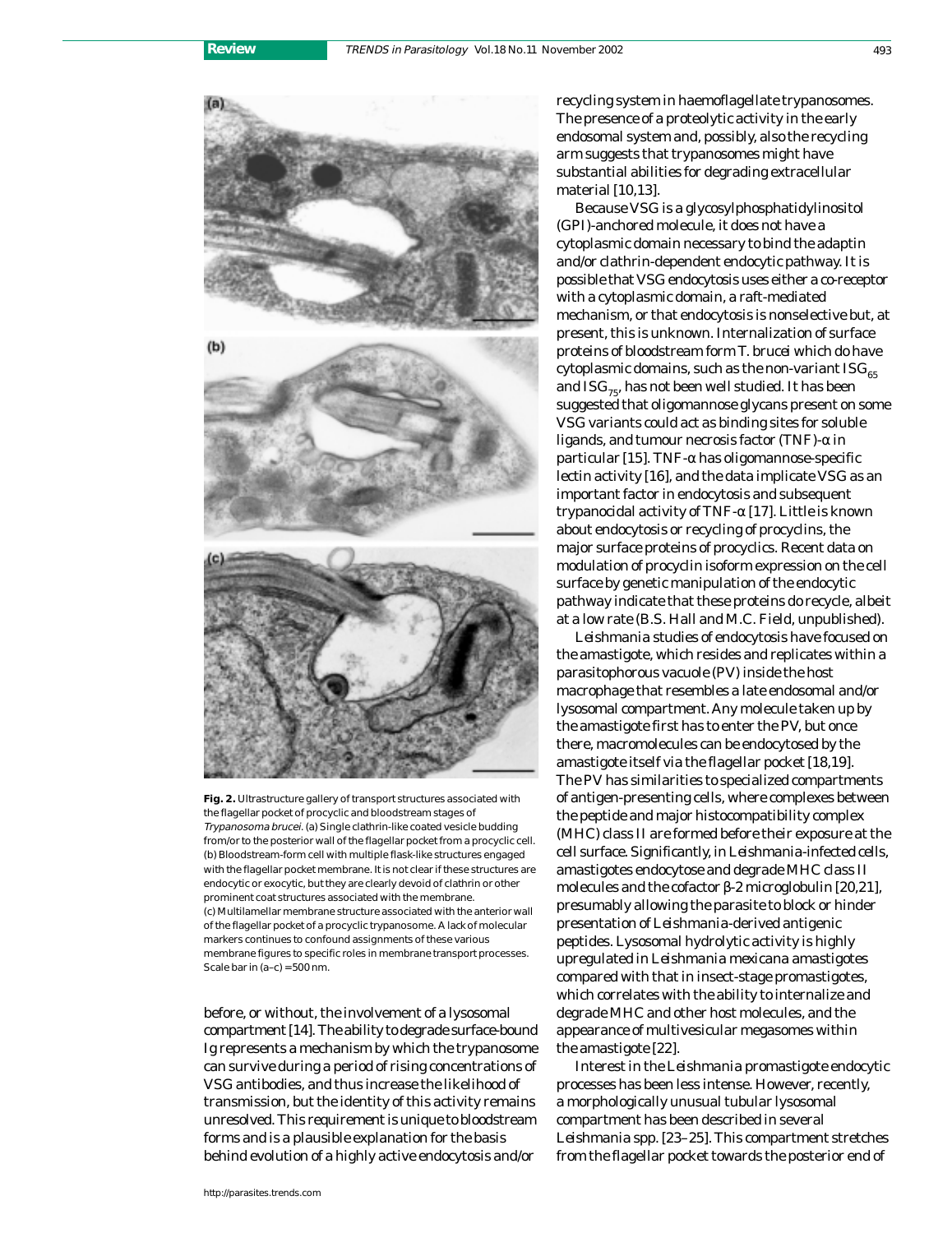**Fig. 2.** Ultrastructure gallery of transport structures associated with the flagellar pocket of procyclic and bloodstream stages of *Trypanosoma brucei*. (a) Single clathrin-like coated vesicle budding from/or to the posterior wall of the flagellar pocket from a procyclic cell. (b) Bloodstream-form cell with multiple flask-like structures engaged with the flagellar pocket membrane. It is not clear if these structures are endocytic or exocytic, but they are clearly devoid of clathrin or other prominent coat structures associated with the membrane. (c) Multilamellar membrane structure associated with the anterior wall of the flagellar pocket of a procyclic trypanosome. A lack of molecular markers continues to confound assignments of these various membrane figures to specific roles in membrane transport processes. Scale bar in (a–c) = 500 nm.

before, or without, the involvement of a lysosomal compartment [14]. The ability to degrade surface-bound Ig represents a mechanism by which the trypanosome can survive during a period of rising concentrations of VSG antibodies, and thus increase the likelihood of transmission, but the identity of this activity remains unresolved. This requirement is unique to bloodstream forms and is a plausible explanation for the basis behind evolution of a highly active endocytosis and/or recycling system in haemoflagellate trypanosomes. The presence of a proteolytic activity in the early endosomal system and, possibly, also the recycling arm suggests that trypanosomes might have substantial abilities for degrading extracellular material [10,13].

Because VSG is a glycosylphosphatidylinositol (GPI)-anchored molecule, it does not have a cytoplasmic domain necessary to bind the adaptin and/or clathrin-dependent endocytic pathway. It is possible that VSG endocytosis uses either a co-receptor with a cytoplasmic domain, a raft-mediated mechanism, or that endocytosis is nonselective but, at present, this is unknown. Internalization of surface proteins of bloodstream form *T. brucei* which do have cytoplasmic domains, such as the non-variant $ISG_{65}$ and $ISG_{75}$, has not been well studied. It has been suggested that oligomannose glycans present on some VSG variants could act as binding sites for soluble ligands, and tumour necrosis factor (TNF)-α in particular [15]. TNF-α has oligomannose-specific lectin activity [16], and the data implicate VSG as an important factor in endocytosis and subsequent trypanocidal activity of TNF-α [17]. Little is known about endocytosis or recycling of procyclins, the major surface proteins of procyclics. Recent data on modulation of procyclin isoform expression on the cell surface by genetic manipulation of the endocytic pathway indicate that these proteins do recycle, albeit at a low rate (B.S. Hall and M.C. Field, unpublished).

*Leishmania* studies of endocytosis have focused on the amastigote, which resides and replicates within a parasitophorous vacuole (PV) inside the host macrophage that resembles a late endosomal and/or lysosomal compartment. Any molecule taken up by the amastigote first has to enter the PV, but once there, macromolecules can be endocytosed by the amastigote itself via the flagellar pocket [18,19]. The PV has similarities to specialized compartments of antigen-presenting cells, where complexes between the peptide and major histocompatibility complex (MHC) class II are formed before their exposure at the cell surface. Significantly, in *Leishmania*-infected cells, amastigotes endocytose and degrade MHC class II molecules and the cofactor β-2 microglobulin [20,21], presumably allowing the parasite to block or hinder presentation of *Leishmania*-derived antigenic peptides. Lysosomal hydrolytic activity is highly upregulated in *Leishmania mexicana* amastigotes compared with that in insect-stage promastigotes, which correlates with the ability to internalize and degrade MHC and other host molecules, and the appearance of multivesicular megasomes within the amastigote [22].

Interest in the *Leishmania* promastigote endocytic processes has been less intense. However, recently, a morphologically unusual tubular lysosomal compartment has been described in several *Leishmania* spp. [23–25]. This compartment stretches from the flagellar pocket towards the posterior end of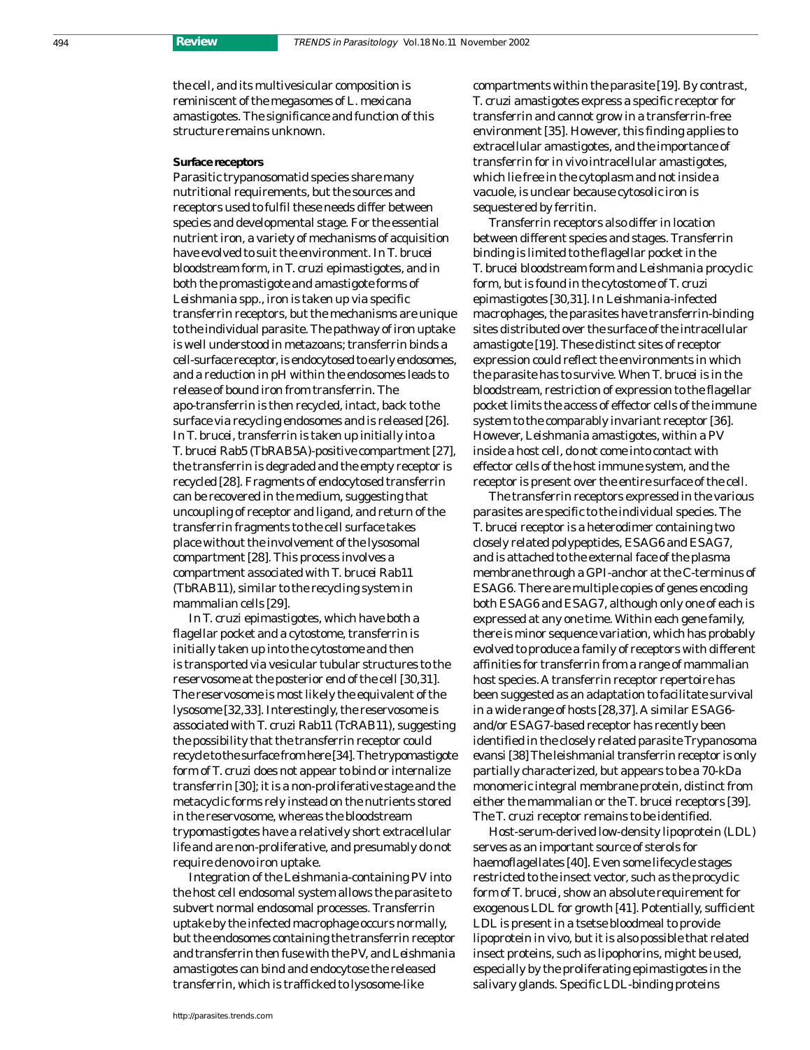the cell, and its multivesicular composition is reminiscent of the megasomes of *L. mexicana* amastigotes. The significance and function of this structure remains unknown.

**Surface receptors**

Parasitic trypanosomatid species share many nutritional requirements, but the sources and receptors used to fulfil these needs differ between species and developmental stage. For the essential nutrient iron, a variety of mechanisms of acquisition have evolved to suit the environment. In *T. brucei* bloodstream form, in *T. cruzi* epimastigotes, and in both the promastigote and amastigote forms of *Leishmania* spp., iron is taken up via specific transferrin receptors, but the mechanisms are unique to the individual parasite. The pathway of iron uptake is well understood in metazoans; transferrin binds a cell-surface receptor, is endocytosed to early endosomes, and a reduction in pH within the endosomes leads to release of bound iron from transferrin. The apo-transferrin is then recycled, intact, back to the surface via recycling endosomes and is released [26]. In *T. brucei*, transferrin is taken up initially into a *T. brucei* Rab5 (TbRAB5A)-positive compartment [27], the transferrin is degraded and the empty receptor is recycled [28]. Fragments of endocytosed transferrin can be recovered in the medium, suggesting that uncoupling of receptor and ligand, and return of the transferrin fragments to the cell surface takes place without the involvement of the lysosomal compartment [28]. This process involves a compartment associated with *T. brucei* Rab11 (TbRAB11), similar to the recycling system in mammalian cells [29].

In *T. cruzi* epimastigotes, which have both a flagellar pocket and a cytostome, transferrin is initially taken up into the cytostome and then is transported via vesicular tubular structures to the reservosome at the posterior end of the cell [30,31]. The reservosome is most likely the equivalent of the lysosome [32,33]. Interestingly, the reservosome is associated with *T. cruzi* Rab11 (TcRAB11), suggesting the possibility that the transferrin receptor could recycle to the surface from here [34]. The trypomastigote form of *T. cruzi* does not appear to bind or internalize transferrin [30]; it is a non-proliferative stage and the metacyclic forms rely instead on the nutrients stored in the reservosome, whereas the bloodstream trypomastigotes have a relatively short extracellular life and are non-proliferative, and presumably do not require *de novo* iron uptake.

Integration of the *Leishmania*-containing PV into the host cell endosomal system allows the parasite to subvert normal endosomal processes. Transferrin uptake by the infected macrophage occurs normally, but the endosomes containing the transferrin receptor and transferrin then fuse with the PV, and *Leishmania* amastigotes can bind and endocytose the released transferrin, which is trafficked to lysosome-like compartments within the parasite [19]. By contrast, *T. cruzi* amastigotes express a specific receptor for transferrin and cannot grow in a transferrin-free environment [35]. However, this finding applies to extracellular amastigotes, and the importance of transferrin for *in vivo* intracellular amastigotes, which lie free in the cytoplasm and not inside a vacuole, is unclear because cytosolic iron is sequestered by ferritin.

Transferrin receptors also differ in location between different species and stages. Transferrin binding is limited to the flagellar pocket in the *T. brucei* bloodstream form and *Leishmania* procyclic form, but is found in the cytostome of *T. cruzi* epimastigotes [30,31]. In *Leishmania*-infected macrophages, the parasites have transferrin-binding sites distributed over the surface of the intracellular amastigote [19]. These distinct sites of receptor expression could reflect the environments in which the parasite has to survive. When *T. brucei* is in the bloodstream, restriction of expression to the flagellar pocket limits the access of effector cells of the immune system to the comparably invariant receptor [36]. However, *Leishmania* amastigotes, within a PV inside a host cell, do not come into contact with effector cells of the host immune system, and the receptor is present over the entire surface of the cell.

The transferrin receptors expressed in the various parasites are specific to the individual species. The *T. brucei* receptor is a heterodimer containing two closely related polypeptides, ESAG6 and ESAG7, and is attached to the external face of the plasma membrane through a GPI-anchor at the C-terminus of ESAG6. There are multiple copies of genes encoding both ESAG6 and ESAG7, although only one of each is expressed at any one time. Within each gene family, there is minor sequence variation, which has probably evolved to produce a family of receptors with different affinities for transferrin from a range of mammalian host species. A transferrin receptor repertoire has been suggested as an adaptation to facilitate survival in a wide range of hosts [28,37]. A similar ESAG6- and/or ESAG7-based receptor has recently been identified in the closely related parasite *Trypanosoma evansi* [38] The leishmanial transferrin receptor is only partially characterized, but appears to be a 70-kDa monomeric integral membrane protein, distinct from either the mammalian or the *T. brucei* receptors [39]. The *T. cruzi* receptor remains to be identified.

Host-serum-derived low-density lipoprotein (LDL) serves as an important source of sterols for haemoflagellates [40]. Even some lifecycle stages restricted to the insect vector, such as the procyclic form of *T. brucei*, show an absolute requirement for exogenous LDL for growth [41]. Potentially, sufficient LDL is present in a tsetse bloodmeal to provide lipoprotein *in vivo*, but it is also possible that related insect proteins, such as lipophorins, might be used, especially by the proliferating epimastigotes in the salivary glands. Specific LDL-binding proteins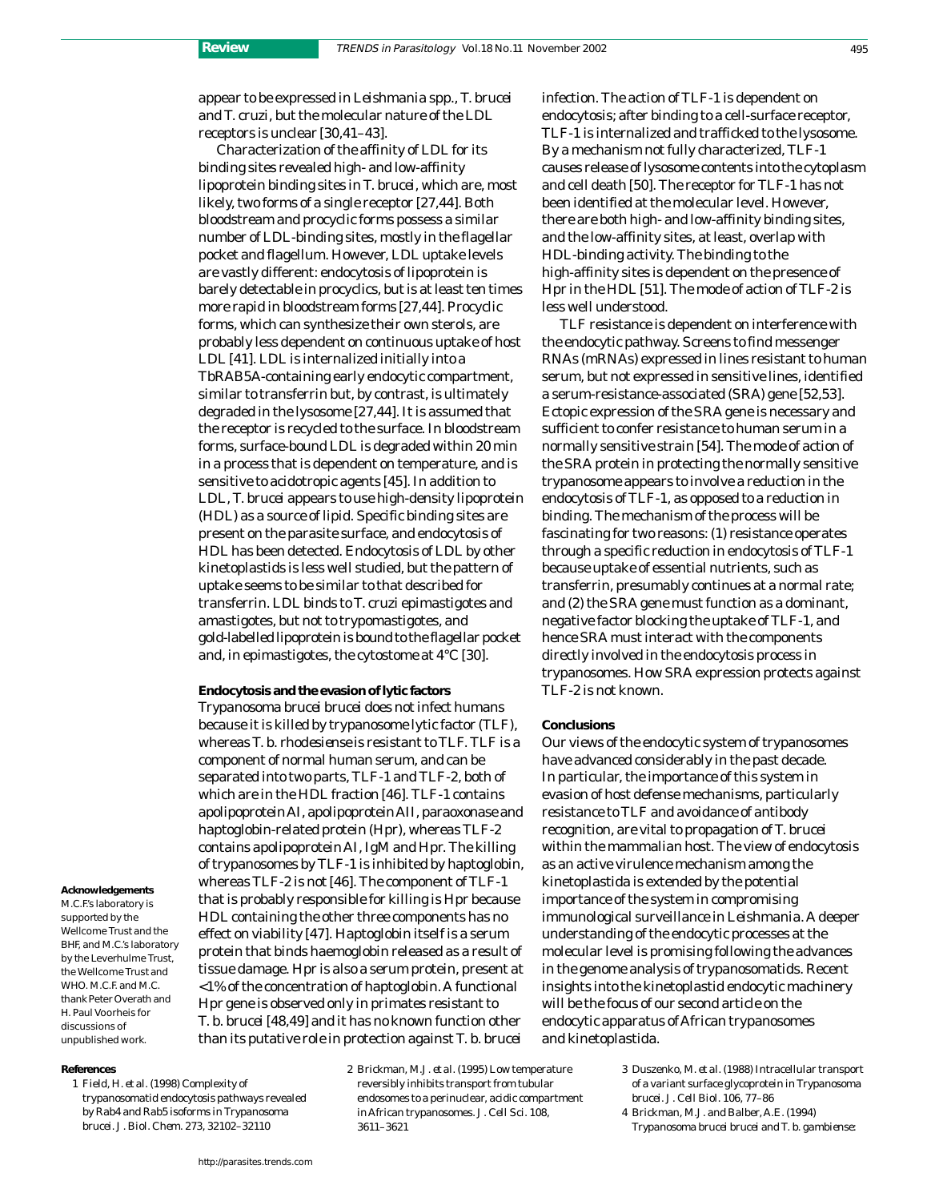appear to be expressed in *Leishmania* spp., *T. brucei* and *T. cruzi*, but the molecular nature of the LDL receptors is unclear [30,41–43].

Characterization of the affinity of LDL for its binding sites revealed high- and low-affinity lipoprotein binding sites in *T. brucei*, which are, most likely, two forms of a single receptor [27,44]. Both bloodstream and procyclic forms possess a similar number of LDL-binding sites, mostly in the flagellar pocket and flagellum. However, LDL uptake levels are vastly different: endocytosis of lipoprotein is barely detectable in procyclics, but is at least ten times more rapid in bloodstream forms [27,44]. Procyclic forms, which can synthesize their own sterols, are probably less dependent on continuous uptake of host LDL [41]. LDL is internalized initially into a TbRAB5A-containing early endocytic compartment, similar to transferrin but, by contrast, is ultimately degraded in the lysosome [27,44]. It is assumed that the receptor is recycled to the surface. In bloodstream forms, surface-bound LDL is degraded within 20 min in a process that is dependent on temperature, and is sensitive to acidotropic agents [45]. In addition to LDL, *T. brucei* appears to use high-density lipoprotein (HDL) as a source of lipid. Specific binding sites are present on the parasite surface, and endocytosis of HDL has been detected. Endocytosis of LDL by other kinetoplastids is less well studied, but the pattern of uptake seems to be similar to that described for transferrin. LDL binds to *T. cruzi* epimastigotes and amastigotes, but not to trypomastigotes, and gold-labelled lipoprotein is bound to the flagellar pocket and, in epimastigotes, the cytostome at 4°C [30].

### Endocytosis and the evasion of lytic factors

*Trypanosoma brucei brucei* does not infect humans because it is killed by trypanosome lytic factor (TLF), whereas *T. b. rhodesiense* is resistant to TLF. TLF is a component of normal human serum, and can be separated into two parts, TLF-1 and TLF-2, both of which are in the HDL fraction [46]. TLF-1 contains apolipoprotein AI, apolipoprotein AII, paraoxonase and haptoglobin-related protein (Hpr), whereas TLF-2 contains apolipoprotein AI, IgM and Hpr. The killing of trypanosomes by TLF-1 is inhibited by haptoglobin, whereas TLF-2 is not [46]. The component of TLF-1 that is probably responsible for killing is Hpr because HDL containing the other three components has no effect on viability [47]. Haptoglobin itself is a serum protein that binds haemoglobin released as a result of tissue damage. Hpr is also a serum protein, present at <1% of the concentration of haptoglobin. A functional Hpr gene is observed only in primates resistant to *T. b. brucei* [48,49] and it has no known function other than its putative role in protection against *T. b. brucei* infection. The action of TLF-1 is dependent on endocytosis; after binding to a cell-surface receptor, TLF-1 is internalized and trafficked to the lysosome. By a mechanism not fully characterized, TLF-1 causes release of lysosome contents into the cytoplasm and cell death [50]. The receptor for TLF-1 has not been identified at the molecular level. However, there are both high- and low-affinity binding sites, and the low-affinity sites, at least, overlap with HDL-binding activity. The binding to the high-affinity sites is dependent on the presence of Hpr in the HDL [51]. The mode of action of TLF-2 is less well understood.

TLF resistance is dependent on interference with the endocytic pathway. Screens to find messenger RNAs (mRNAs) expressed in lines resistant to human serum, but not expressed in sensitive lines, identified a serum-resistance-associated (SRA) gene [52,53]. Ectopic expression of the SRA gene is necessary and sufficient to confer resistance to human serum in a normally sensitive strain [54]. The mode of action of the SRA protein in protecting the normally sensitive trypanosome appears to involve a reduction in the endocytosis of TLF-1, as opposed to a reduction in binding. The mechanism of the process will be fascinating for two reasons: (1) resistance operates through a specific reduction in endocytosis of TLF-1 because uptake of essential nutrients, such as transferrin, presumably continues at a normal rate; and (2) the SRA gene must function as a dominant, negative factor blocking the uptake of TLF-1, and hence SRA must interact with the components directly involved in the endocytosis process in trypanosomes. How SRA expression protects against TLF-2 is not known.

### Conclusions

Our views of the endocytic system of trypanosomes have advanced considerably in the past decade. In particular, the importance of this system in evasion of host defense mechanisms, particularly resistance to TLF and avoidance of antibody recognition, are vital to propagation of *T. brucei* within the mammalian host. The view of endocytosis as an active virulence mechanism among the kinetoplastida is extended by the potential importance of the system in compromising immunological surveillance in *Leishmania*. A deeper understanding of the endocytic processes at the molecular level is promising following the advances in the genome analysis of trypanosomatids. Recent insights into the kinetoplastid endocytic machinery will be the focus of our second article on the endocytic apparatus of African trypanosomes and kinetoplastida.

**Acknowledgements**

M.C.F.'s laboratory is supported by the Wellcome Trust and the BHF, and M.C.'s laboratory by the Leverhulme Trust, the Wellcome Trust and WHO. M.C.F. and M.C. thank Peter Overath and H. Paul Voorheis for discussions of unpublished work.

### References

1 Field, H. *et al.* (1998) Complexity of trypanosomatid endocytosis pathways revealed by Rab4 and Rab5 isoforms in *Trypanosoma brucei*. *J. Biol. Chem.* 273, 32102–32110

2 Brickman, M.J. *et al.* (1995) Low temperature reversibly inhibits transport from tubular endosomes to a perinuclear, acidic compartment in African trypanosomes. *J. Cell Sci.* 108, 3611–3621

3 Duszenko, M. *et al.* (1988) Intracellular transport of a variant surface glycoprotein in *Trypanosoma brucei*. *J. Cell Biol.* 106, 77–86

4 Brickman, M.J. and Balber, A.E. (1994) *Trypanosoma brucei brucei* and *T. b. gambiense*: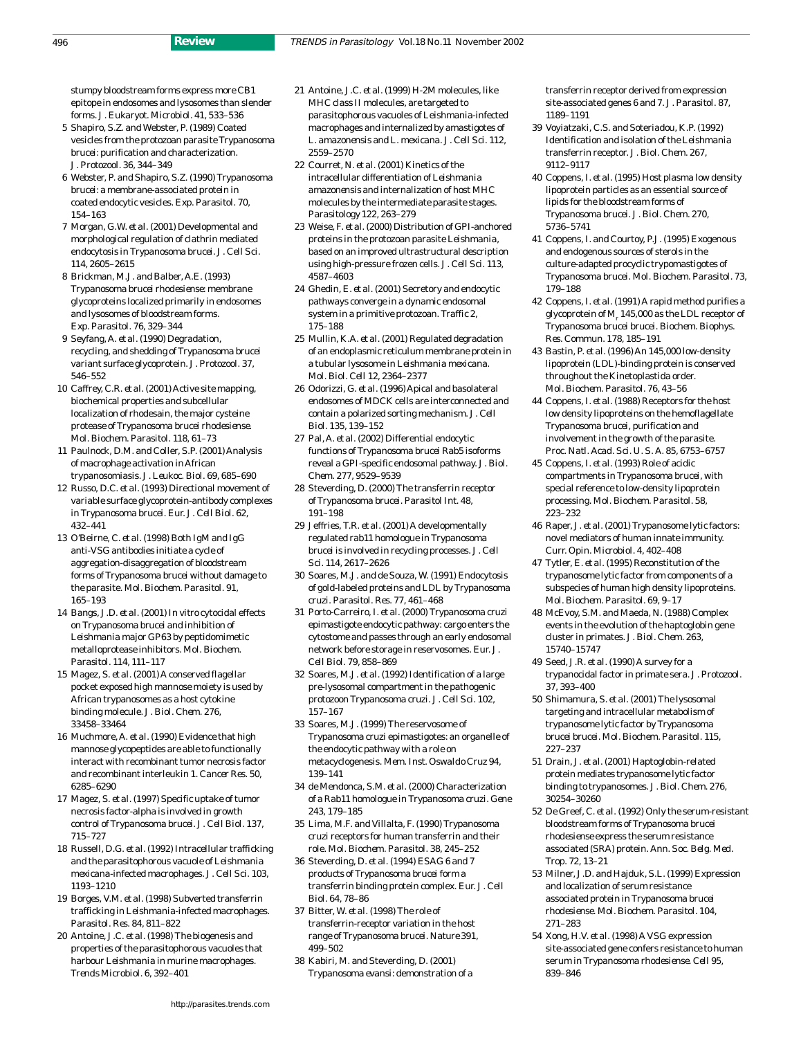stumpy bloodstream forms express more CB1 epitope in endosomes and lysosomes than slender forms. *J. Eukaryot. Microbiol.* 41, 533–536

5 Shapiro, S.Z. and Webster, P. (1989) Coated vesicles from the protozoan parasite *Trypanosoma brucei*: purification and characterization. *J. Protozool.* 36, 344–349

6 Webster, P. and Shapiro, S.Z. (1990) *Trypanosoma brucei*: a membrane-associated protein in coated endocytic vesicles. *Exp. Parasitol.* 70, 154–163

7 Morgan, G.W. *et al.* (2001) Developmental and morphological regulation of clathrin mediated endocytosis in *Trypanosoma brucei*. *J. Cell Sci.* 114, 2605–2615

8 Brickman, M.J. and Balber, A.E. (1993) *Trypanosoma brucei rhodesiense*: membrane glycoproteins localized primarily in endosomes and lysosomes of bloodstream forms. *Exp. Parasitol.* 76, 329–344

9 Seyfang, A. *et al.* (1990) Degradation, recycling, and shedding of *Trypanosoma brucei* variant surface glycoprotein. *J. Protozool.* 37, 546–552

10 Caffrey, C.R. *et al.* (2001) Active site mapping, biochemical properties and subcellular localization of rhodesain, the major cysteine protease of *Trypanosoma brucei rhodesiense*. *Mol. Biochem. Parasitol.* 118, 61–73

11 Paulnock, D.M. and Coller, S.P. (2001) Analysis of macrophage activation in African trypanosomiasis. *J. Leukoc. Biol.* 69, 685–690

12 Russo, D.C. *et al.* (1993) Directional movement of variable surface glycoprotein-antibody complexes in *Trypanosoma brucei*. *Eur. J. Cell Biol.* 62, 432–441

13 O'Beirne, C. *et al.* (1998) Both IgM and IgG anti-VSG antibodies initiate a cycle of aggregation-disaggregation of bloodstream forms of *Trypanosoma brucei* without damage to the parasite. *Mol. Biochem. Parasitol.* 91, 165–193

14 Bangs, J.D. *et al.* (2001) In vitro cytocidal effects on *Trypanosoma brucei* and inhibition of *Leishmania major* GP63 by peptidomimetic metalloprotease inhibitors. *Mol. Biochem. Parasitol.* 114, 111–117

15 Magez, S. *et al.* (2001) A conserved flagellar pocket exposed high mannose moiety is used by African trypanosomes as a host cytokine binding molecule. *J. Biol. Chem.* 276, 33458–33464

16 Muchmore, A. *et al.* (1990) Evidence that high mannose glycopeptides are able to functionally interact with recombinant tumor necrosis factor and recombinant interleukin 1. *Cancer Res.* 50, 6285–6290

17 Magez, S. *et al.* (1997) Specific uptake of tumor necrosis factor-alpha is involved in growth control of *Trypanosoma brucei*. *J. Cell Biol.* 137, 715–727

18 Russell, D.G. *et al.* (1992) Intracellular trafficking and the parasitophorous vacuole of *Leishmania mexicana*-infected macrophages. *J. Cell Sci.* 103, 1193–1210

19 Borges, V.M. *et al.* (1998) Subverted transferrin trafficking in *Leishmania*-infected macrophages. *Parasitol. Res.* 84, 811–822

20 Antoine, J.C. *et al.* (1998) The biogenesis and properties of the parasitophorous vacuoles that harbour *Leishmania* in murine macrophages. *Trends Microbiol.* 6, 392–401

21 Antoine, J.C. *et al.* (1999) H-2M molecules, like MHC class II molecules, are targeted to parasitophorous vacuoles of *Leishmania*-infected macrophages and internalized by amastigotes of *L. amazonensis* and *L. mexicana*. *J. Cell Sci.* 112, 2559–2570

22 Courret, N. *et al.* (2001) Kinetics of the intracellular differentiation of *Leishmania amazonensis* and internalization of host MHC molecules by the intermediate parasite stages. *Parasitology* 122, 263–279

23 Weise, F. *et al.* (2000) Distribution of GPI-anchored proteins in the protozoan parasite *Leishmania*, based on an improved ultrastructural description using high-pressure frozen cells. *J. Cell Sci.* 113, 4587–4603

24 Ghedin, E. *et al.* (2001) Secretory and endocytic pathways converge in a dynamic endosomal system in a primitive protozoan. *Traffic* 2, 175–188

25 Mullin, K.A. *et al.* (2001) Regulated degradation of an endoplasmic reticulum membrane protein in a tubular lysosome in *Leishmania mexicana*. *Mol. Biol. Cell* 12, 2364–2377

26 Odorizzi, G. *et al.* (1996) Apical and basolateral endosomes of MDCK cells are interconnected and contain a polarized sorting mechanism. *J. Cell Biol.* 135, 139–152

27 Pal, A. *et al.* (2002) Differential endocytic functions of *Trypanosoma brucei* Rab5 isoforms reveal a GPI-specific endosomal pathway. *J. Biol. Chem.* 277, 9529–9539

28 Steverding, D. (2000) The transferrin receptor of *Trypanosoma brucei*. *Parasitol Int.* 48, 191–198

29 Jeffries, T.R. *et al.* (2001) A developmentally regulated rab11 homologue in *Trypanosoma brucei* is involved in recycling processes. *J. Cell Sci.* 114, 2617–2626

30 Soares, M.J. and de Souza, W. (1991) Endocytosis of gold-labeled proteins and LDL by *Trypanosoma cruzi*. *Parasitol. Res.* 77, 461–468

31 Porto-Carreiro, I. *et al.* (2000) *Trypanosoma cruzi* epimastigote endocytic pathway: cargo enters the cytostome and passes through an early endosomal network before storage in reservosomes. *Eur. J. Cell Biol.* 79, 858–869

32 Soares, M.J. *et al.* (1992) Identification of a large pre-lysosomal compartment in the pathogenic protozoon *Trypanosoma cruzi*. *J. Cell Sci.* 102, 157–167

33 Soares, M.J. (1999) The reservosome of *Trypanosoma cruzi* epimastigotes: an organelle of the endocytic pathway with a role on metacyclogenesis. *Mem. Inst. Oswaldo Cruz* 94, 139–141

34 de Mendonca, S.M. *et al.* (2000) Characterization of a Rab11 homologue in *Trypanosoma cruzi*. *Gene* 243, 179–185

35 Lima, M.F. and Villalta, F. (1990) *Trypanosoma cruzi* receptors for human transferrin and their role. *Mol. Biochem. Parasitol.* 38, 245–252

36 Steverding, D. *et al.* (1994) ESAG 6 and 7 products of *Trypanosoma brucei* form a transferrin binding protein complex. *Eur. J. Cell Biol.* 64, 78–86

37 Bitter, W. *et al.* (1998) The role of transferrin-receptor variation in the host range of *Trypanosoma brucei*. *Nature* 391, 499–502

38 Kabiri, M. and Steverding, D. (2001) *Trypanosoma evansi*: demonstration of a transferrin receptor derived from expression site-associated genes 6 and 7. *J. Parasitol.* 87, 1189–1191

39 Voyiatzaki, C.S. and Soteriadou, K.P. (1992) Identification and isolation of the *Leishmania* transferrin receptor. *J. Biol. Chem.* 267, 9112–9117

40 Coppens, I. *et al.* (1995) Host plasma low density lipoprotein particles as an essential source of lipids for the bloodstream forms of *Trypanosoma brucei*. *J. Biol. Chem.* 270, 5736–5741

41 Coppens, I. and Courtoy, P.J. (1995) Exogenous and endogenous sources of sterols in the culture-adapted procyclic trypomastigotes of *Trypanosoma brucei*. *Mol. Biochem. Parasitol.* 73, 179–188

42 Coppens, I. *et al.* (1991) A rapid method purifies a glycoprotein of $M_r$ 145,000 as the LDL receptor of *Trypanosoma brucei brucei*. *Biochem. Biophys. Res. Commun.* 178, 185–191

43 Bastin, P. *et al.* (1996) An 145,000 low-density lipoprotein (LDL)-binding protein is conserved throughout the Kinetoplastida order. *Mol. Biochem. Parasitol.* 76, 43–56

44 Coppens, I. *et al.* (1988) Receptors for the host low density lipoproteins on the hemoflagellate *Trypanosoma brucei*, purification and involvement in the growth of the parasite. *Proc. Natl. Acad. Sci. U. S. A.* 85, 6753–6757

45 Coppens, I. *et al.* (1993) Role of acidic compartments in *Trypanosoma brucei*, with special reference to low-density lipoprotein processing. *Mol. Biochem. Parasitol.* 58, 223–232

46 Raper, J. *et al.* (2001) Trypanosome lytic factors: novel mediators of human innate immunity. *Curr. Opin. Microbiol.* 4, 402–408

47 Tytler, E. *et al.* (1995) Reconstitution of the trypanosome lytic factor from components of a subspecies of human high density lipoproteins. *Mol. Biochem. Parasitol.* 69, 9–17

48 McEvoy, S.M. and Maeda, N. (1988) Complex events in the evolution of the haptoglobin gene cluster in primates. *J. Biol. Chem.* 263, 15740–15747

49 Seed, J.R. *et al.* (1990) A survey for a trypanocidal factor in primate sera. *J. Protozool.* 37, 393–400

50 Shimamura, S. *et al.* (2001) The lysosomal targeting and intracellular metabolism of trypanosome lytic factor by *Trypanosoma brucei brucei*. *Mol. Biochem. Parasitol.* 115, 227–237

51 Drain, J. *et al.* (2001) Haptoglobin-related protein mediates trypanosome lytic factor binding to trypanosomes. *J. Biol. Chem.* 276, 30254–30260

52 De Greef, C. *et al.* (1992) Only the serum-resistant bloodstream forms of *Trypanosoma brucei rhodesiense* express the serum resistance associated (SRA) protein. *Ann. Soc. Belg. Med. Trop.* 72, 13–21

53 Milner, J.D. and Hajduk, S.L. (1999) Expression and localization of serum resistance associated protein in *Trypanosoma brucei rhodesiense*. *Mol. Biochem. Parasitol.* 104, 271–283

54 Xong, H.V. *et al.* (1998) A VSG expression site-associated gene confers resistance to human serum in *Trypanosoma rhodesiense*. *Cell* 95, 839–846